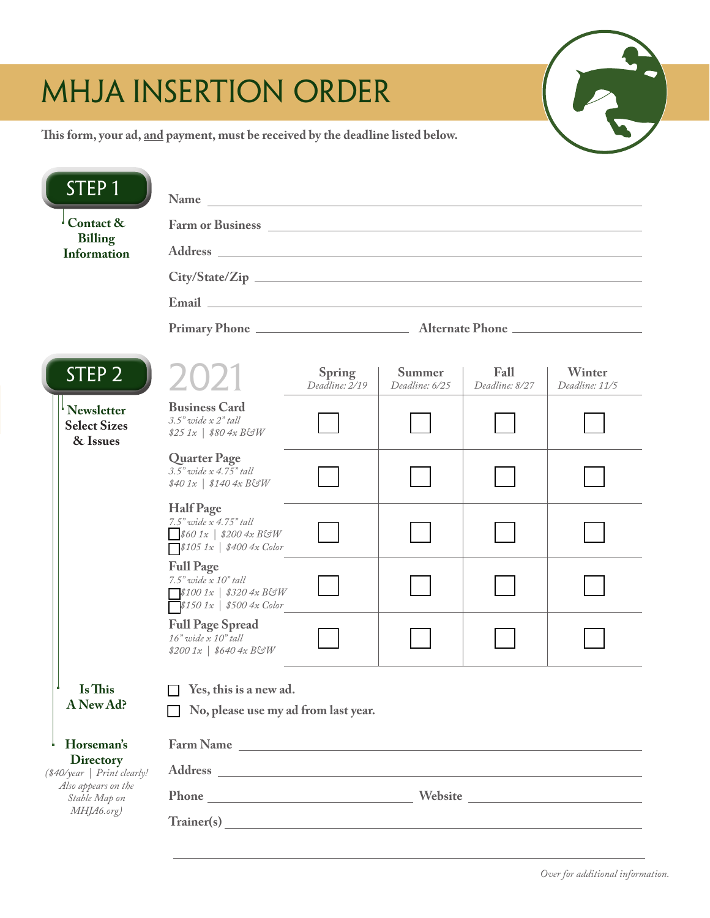# MHJA INSERTION ORDER

**This form, your ad, and payment, must be received by the deadline listed below.**

## STEP 1

**Contact & Billing Information**

**Name** ______________________________

**Farm or Business** ______________________________

**Address** ______________________________

**City/State/Zip** ______________________________

**Email** ______________________________

**Primary Phone** ______________________ **Alternate Phone** ______________________

## STEP 2

**Newsletter Select Sizes & Issues**

| 2021 | Spring *Deadline: 2/19* | Summer *Deadline: 6/25* | Fall *Deadline: 8/27* | Winter *Deadline: 11/5* |
|---|---|---|---|---|
| **Business Card** *3.5" wide x 2" tall* *$25 1x \| $80 4x B&W* | ☐ | ☐ | ☐ | ☐ |
| **Quarter Page** *3.5" wide x 4.75" tall* *$40 1x \| $140 4x B&W* | ☐ | ☐ | ☐ | ☐ |
| **Half Page** *7.5" wide x 4.75" tall* ☐ *$60 1x \| $200 4x B&W* ☐ *$105 1x \| $400 4x Color* | ☐ | ☐ | ☐ | ☐ |
| **Full Page** *7.5" wide x 10" tall* ☐ *$100 1x \| $320 4x B&W* ☐ *$150 1x \| $500 4x Color* | ☐ | ☐ | ☐ | ☐ |
| **Full Page Spread** *16" wide x 10" tall* *$200 1x \| $640 4x B&W* | ☐ | ☐ | ☐ | ☐ |

**Is This A New Ad?**

☐ **Yes, this is a new ad.**

☐ **No, please use my ad from last year.**

**Horseman's Directory**
*($40/year | Print clearly! Also appears on the Stable Map on MHJA6.org)*

**Farm Name** ______________________________

**Address** ______________________________

**Phone** ______________________ **Website** ______________________

**Trainer(s)** ______________________________

______________________________

*Over for additional information.*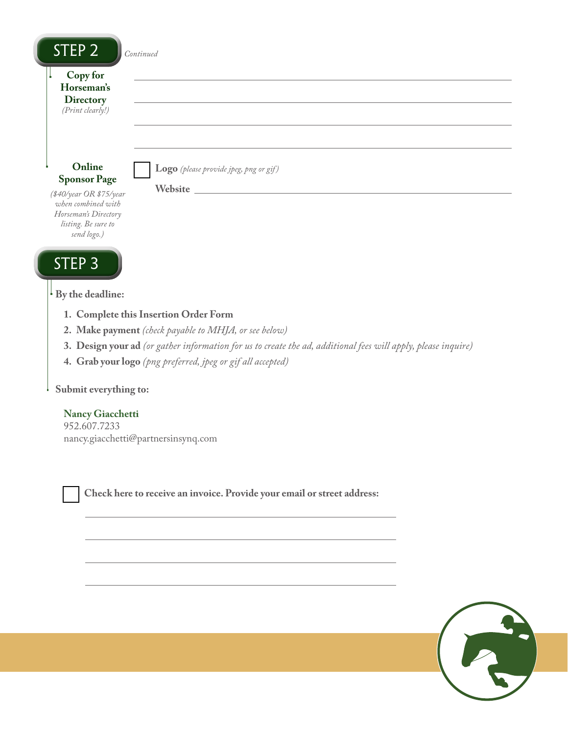## STEP 2

*Continued*

**Copy for Horseman's Directory**
*(Print clearly!)*

______________________________________________________________

______________________________________________________________

______________________________________________________________

______________________________________________________________

**Online Sponsor Page**
*($40/year OR $75/year when combined with Horseman's Directory listing. Be sure to send logo.)*

☐ **Logo** *(please provide jpeg, png or gif)*

**Website** ______________________________________________

## STEP 3

**By the deadline:**

1. **Complete this Insertion Order Form**
2. **Make payment** *(check payable to MHJA, or see below)*
3. **Design your ad** *(or gather information for us to create the ad, additional fees will apply, please inquire)*
4. **Grab your logo** *(png preferred, jpeg or gif all accepted)*

**Submit everything to:**

**Nancy Giacchetti**
952.607.7233
nancy.giacchetti@partnersinsynq.com

☐ **Check here to receive an invoice. Provide your email or street address:**

______________________________________________

______________________________________________

______________________________________________

______________________________________________